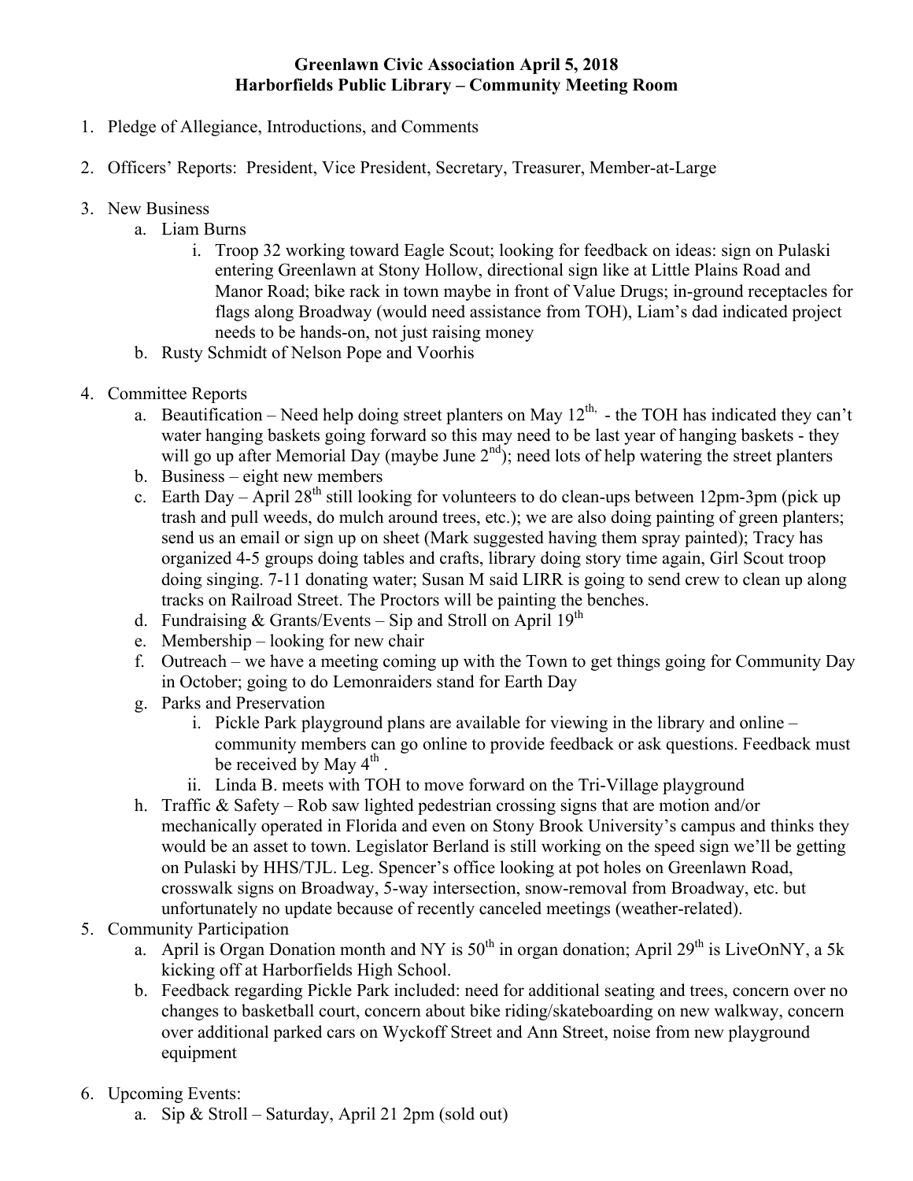**Greenlawn Civic Association April 5, 2018**
**Harborfields Public Library – Community Meeting Room**

1. Pledge of Allegiance, Introductions, and Comments

2. Officers' Reports: President, Vice President, Secretary, Treasurer, Member-at-Large

3. New Business
   a. Liam Burns
      i. Troop 32 working toward Eagle Scout; looking for feedback on ideas: sign on Pulaski entering Greenlawn at Stony Hollow, directional sign like at Little Plains Road and Manor Road; bike rack in town maybe in front of Value Drugs; in-ground receptacles for flags along Broadway (would need assistance from TOH), Liam's dad indicated project needs to be hands-on, not just raising money
   b. Rusty Schmidt of Nelson Pope and Voorhis

4. Committee Reports
   a. Beautification – Need help doing street planters on May 12th, - the TOH has indicated they can't water hanging baskets going forward so this may need to be last year of hanging baskets - they will go up after Memorial Day (maybe June 2nd); need lots of help watering the street planters
   b. Business – eight new members
   c. Earth Day – April 28th still looking for volunteers to do clean-ups between 12pm-3pm (pick up trash and pull weeds, do mulch around trees, etc.); we are also doing painting of green planters; send us an email or sign up on sheet (Mark suggested having them spray painted); Tracy has organized 4-5 groups doing tables and crafts, library doing story time again, Girl Scout troop doing singing. 7-11 donating water; Susan M said LIRR is going to send crew to clean up along tracks on Railroad Street. The Proctors will be painting the benches.
   d. Fundraising & Grants/Events – Sip and Stroll on April 19th
   e. Membership – looking for new chair
   f. Outreach – we have a meeting coming up with the Town to get things going for Community Day in October; going to do Lemonraiders stand for Earth Day
   g. Parks and Preservation
      i. Pickle Park playground plans are available for viewing in the library and online – community members can go online to provide feedback or ask questions. Feedback must be received by May 4th .
      ii. Linda B. meets with TOH to move forward on the Tri-Village playground
   h. Traffic & Safety – Rob saw lighted pedestrian crossing signs that are motion and/or mechanically operated in Florida and even on Stony Brook University's campus and thinks they would be an asset to town. Legislator Berland is still working on the speed sign we'll be getting on Pulaski by HHS/TJL. Leg. Spencer's office looking at pot holes on Greenlawn Road, crosswalk signs on Broadway, 5-way intersection, snow-removal from Broadway, etc. but unfortunately no update because of recently canceled meetings (weather-related).

5. Community Participation
   a. April is Organ Donation month and NY is 50th in organ donation; April 29th is LiveOnNY, a 5k kicking off at Harborfields High School.
   b. Feedback regarding Pickle Park included: need for additional seating and trees, concern over no changes to basketball court, concern about bike riding/skateboarding on new walkway, concern over additional parked cars on Wyckoff Street and Ann Street, noise from new playground equipment

6. Upcoming Events:
   a. Sip & Stroll – Saturday, April 21 2pm (sold out)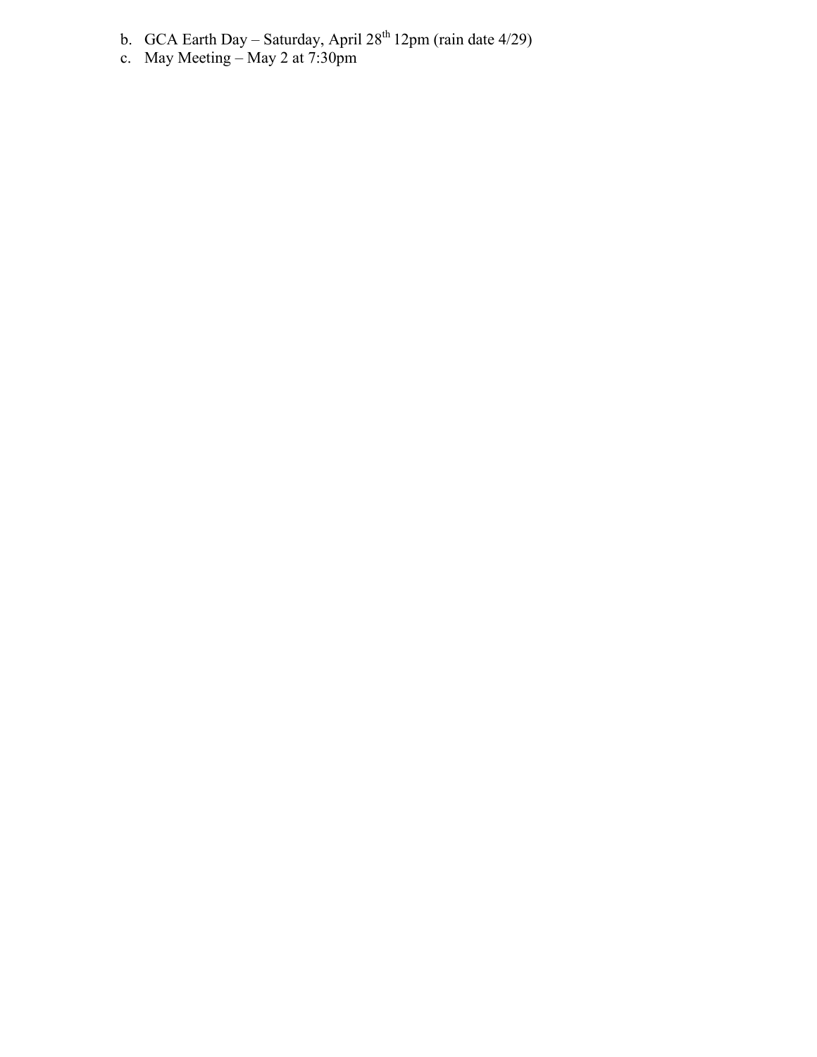b. GCA Earth Day – Saturday, April 28th 12pm (rain date 4/29)
c. May Meeting – May 2 at 7:30pm